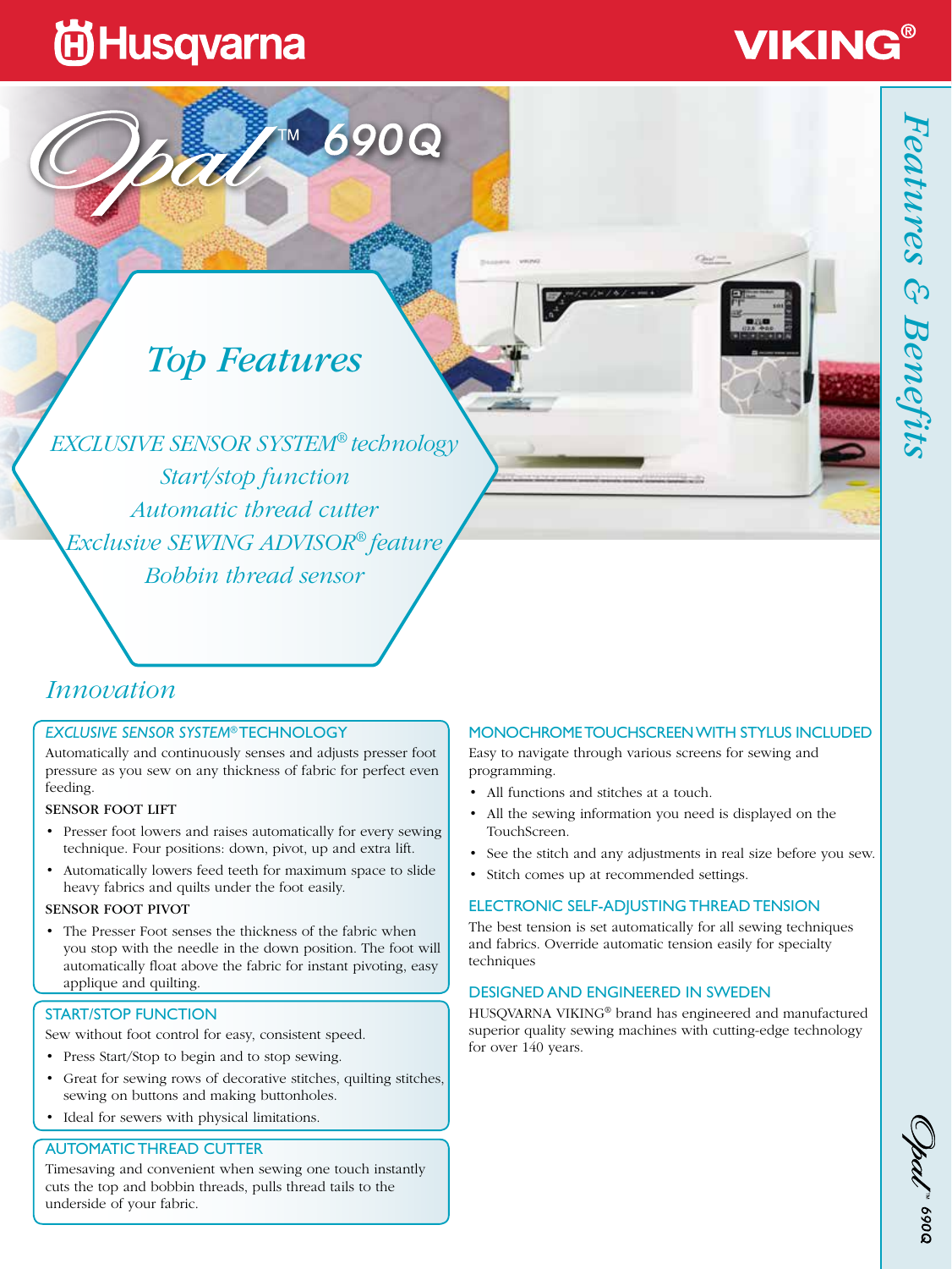# Husqvarna VIKING®

## Opal™ 690Q

*Features & Benefits*

## Top Features

*EXCLUSIVE SENSOR SYSTEM® technology*
*Start/stop function*
*Automatic thread cutter*
*Exclusive SEWING ADVISOR® feature*
*Bobbin thread sensor*

## Innovation

### *EXCLUSIVE SENSOR SYSTEM®* TECHNOLOGY

Automatically and continuously senses and adjusts presser foot pressure as you sew on any thickness of fabric for perfect even feeding.

**SENSOR FOOT LIFT**

- Presser foot lowers and raises automatically for every sewing technique. Four positions: down, pivot, up and extra lift.
- Automatically lowers feed teeth for maximum space to slide heavy fabrics and quilts under the foot easily.

**SENSOR FOOT PIVOT**

- The Presser Foot senses the thickness of the fabric when you stop with the needle in the down position. The foot will automatically float above the fabric for instant pivoting, easy applique and quilting.

### START/STOP FUNCTION

Sew without foot control for easy, consistent speed.

- Press Start/Stop to begin and to stop sewing.
- Great for sewing rows of decorative stitches, quilting stitches, sewing on buttons and making buttonholes.
- Ideal for sewers with physical limitations.

### AUTOMATIC THREAD CUTTER

Timesaving and convenient when sewing one touch instantly cuts the top and bobbin threads, pulls thread tails to the underside of your fabric.

### MONOCHROME TOUCHSCREEN WITH STYLUS INCLUDED

Easy to navigate through various screens for sewing and programming.

- All functions and stitches at a touch.
- All the sewing information you need is displayed on the TouchScreen.
- See the stitch and any adjustments in real size before you sew.
- Stitch comes up at recommended settings.

### ELECTRONIC SELF-ADJUSTING THREAD TENSION

The best tension is set automatically for all sewing techniques and fabrics. Override automatic tension easily for specialty techniques

### DESIGNED AND ENGINEERED IN SWEDEN

HUSQVARNA VIKING® brand has engineered and manufactured superior quality sewing machines with cutting-edge technology for over 140 years.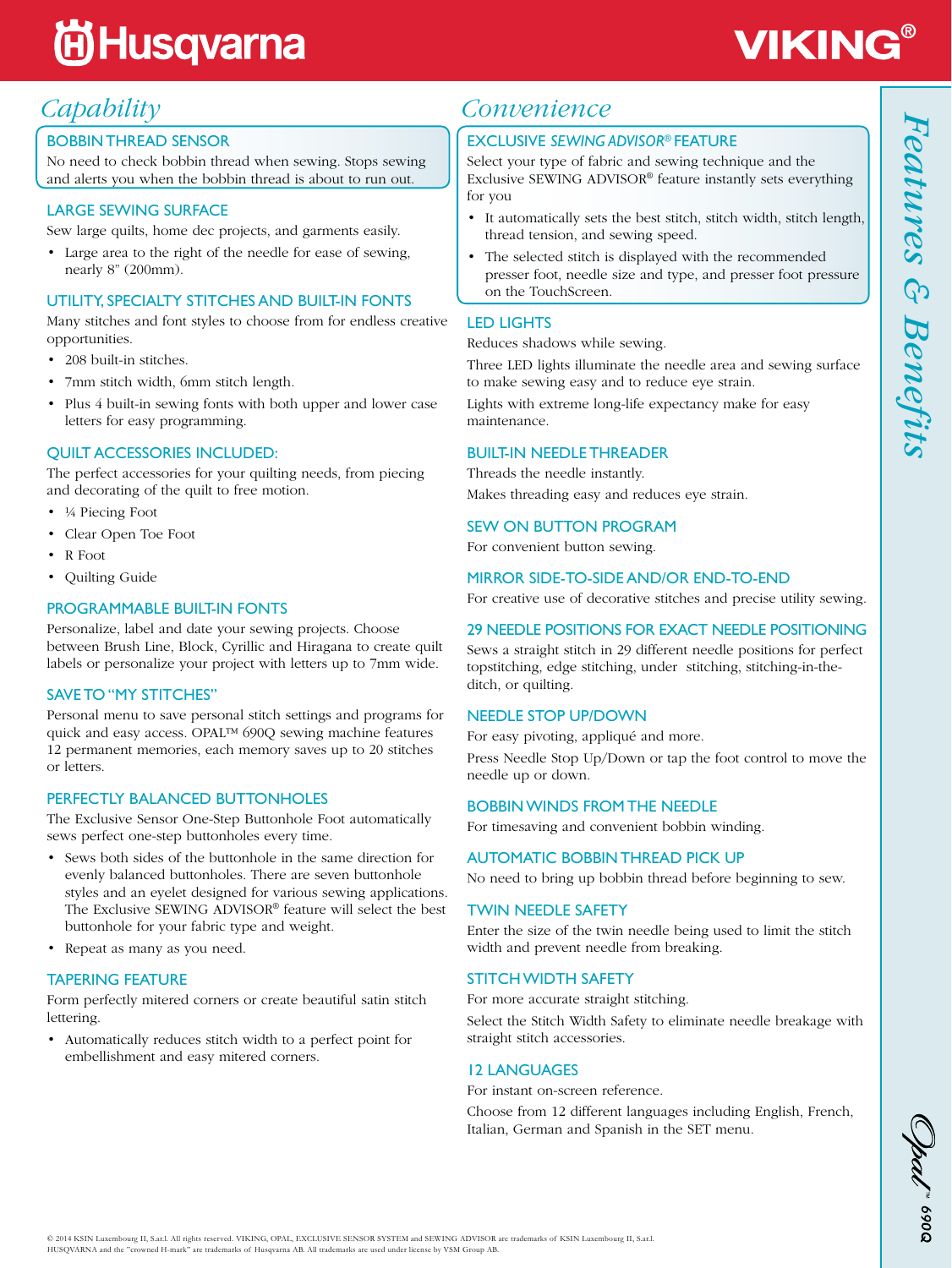# Capability

### BOBBIN THREAD SENSOR

No need to check bobbin thread when sewing. Stops sewing and alerts you when the bobbin thread is about to run out.

### LARGE SEWING SURFACE

Sew large quilts, home dec projects, and garments easily.

- Large area to the right of the needle for ease of sewing, nearly 8" (200mm).

### UTILITY, SPECIALTY STITCHES AND BUILT-IN FONTS

Many stitches and font styles to choose from for endless creative opportunities.

- 208 built-in stitches.
- 7mm stitch width, 6mm stitch length.
- Plus 4 built-in sewing fonts with both upper and lower case letters for easy programming.

### QUILT ACCESSORIES INCLUDED:

The perfect accessories for your quilting needs, from piecing and decorating of the quilt to free motion.

- ¼ Piecing Foot
- Clear Open Toe Foot
- R Foot
- Quilting Guide

### PROGRAMMABLE BUILT-IN FONTS

Personalize, label and date your sewing projects. Choose between Brush Line, Block, Cyrillic and Hiragana to create quilt labels or personalize your project with letters up to 7mm wide.

### SAVE TO "MY STITCHES"

Personal menu to save personal stitch settings and programs for quick and easy access. OPAL™ 690Q sewing machine features 12 permanent memories, each memory saves up to 20 stitches or letters.

### PERFECTLY BALANCED BUTTONHOLES

The Exclusive Sensor One-Step Buttonhole Foot automatically sews perfect one-step buttonholes every time.

- Sews both sides of the buttonhole in the same direction for evenly balanced buttonholes. There are seven buttonhole styles and an eyelet designed for various sewing applications. The Exclusive SEWING ADVISOR® feature will select the best buttonhole for your fabric type and weight.
- Repeat as many as you need.

### TAPERING FEATURE

Form perfectly mitered corners or create beautiful satin stitch lettering.

- Automatically reduces stitch width to a perfect point for embellishment and easy mitered corners.

# Convenience

### EXCLUSIVE *SEWING ADVISOR®* FEATURE

Select your type of fabric and sewing technique and the Exclusive SEWING ADVISOR® feature instantly sets everything for you

- It automatically sets the best stitch, stitch width, stitch length, thread tension, and sewing speed.
- The selected stitch is displayed with the recommended presser foot, needle size and type, and presser foot pressure on the TouchScreen.

### LED LIGHTS

Reduces shadows while sewing.

Three LED lights illuminate the needle area and sewing surface to make sewing easy and to reduce eye strain.

Lights with extreme long-life expectancy make for easy maintenance.

### BUILT-IN NEEDLE THREADER

Threads the needle instantly.

Makes threading easy and reduces eye strain.

### SEW ON BUTTON PROGRAM

For convenient button sewing.

### MIRROR SIDE-TO-SIDE AND/OR END-TO-END

For creative use of decorative stitches and precise utility sewing.

### 29 NEEDLE POSITIONS FOR EXACT NEEDLE POSITIONING

Sews a straight stitch in 29 different needle positions for perfect topstitching, edge stitching, under stitching, stitching-in-the-ditch, or quilting.

### NEEDLE STOP UP/DOWN

For easy pivoting, appliqué and more.

Press Needle Stop Up/Down or tap the foot control to move the needle up or down.

### BOBBIN WINDS FROM THE NEEDLE

For timesaving and convenient bobbin winding.

### AUTOMATIC BOBBIN THREAD PICK UP

No need to bring up bobbin thread before beginning to sew.

### TWIN NEEDLE SAFETY

Enter the size of the twin needle being used to limit the stitch width and prevent needle from breaking.

### STITCH WIDTH SAFETY

For more accurate straight stitching.

Select the Stitch Width Safety to eliminate needle breakage with straight stitch accessories.

### 12 LANGUAGES

For instant on-screen reference.

Choose from 12 different languages including English, French, Italian, German and Spanish in the SET menu.

© 2014 KSIN Luxembourg II, S.ar.l. All rights reserved. VIKING, OPAL, EXCLUSIVE SENSOR SYSTEM and SEWING ADVISOR are trademarks of KSIN Luxembourg II, S.ar.l. HUSQVARNA and the "crowned H-mark" are trademarks of Husqvarna AB. All trademarks are used under license by VSM Group AB.